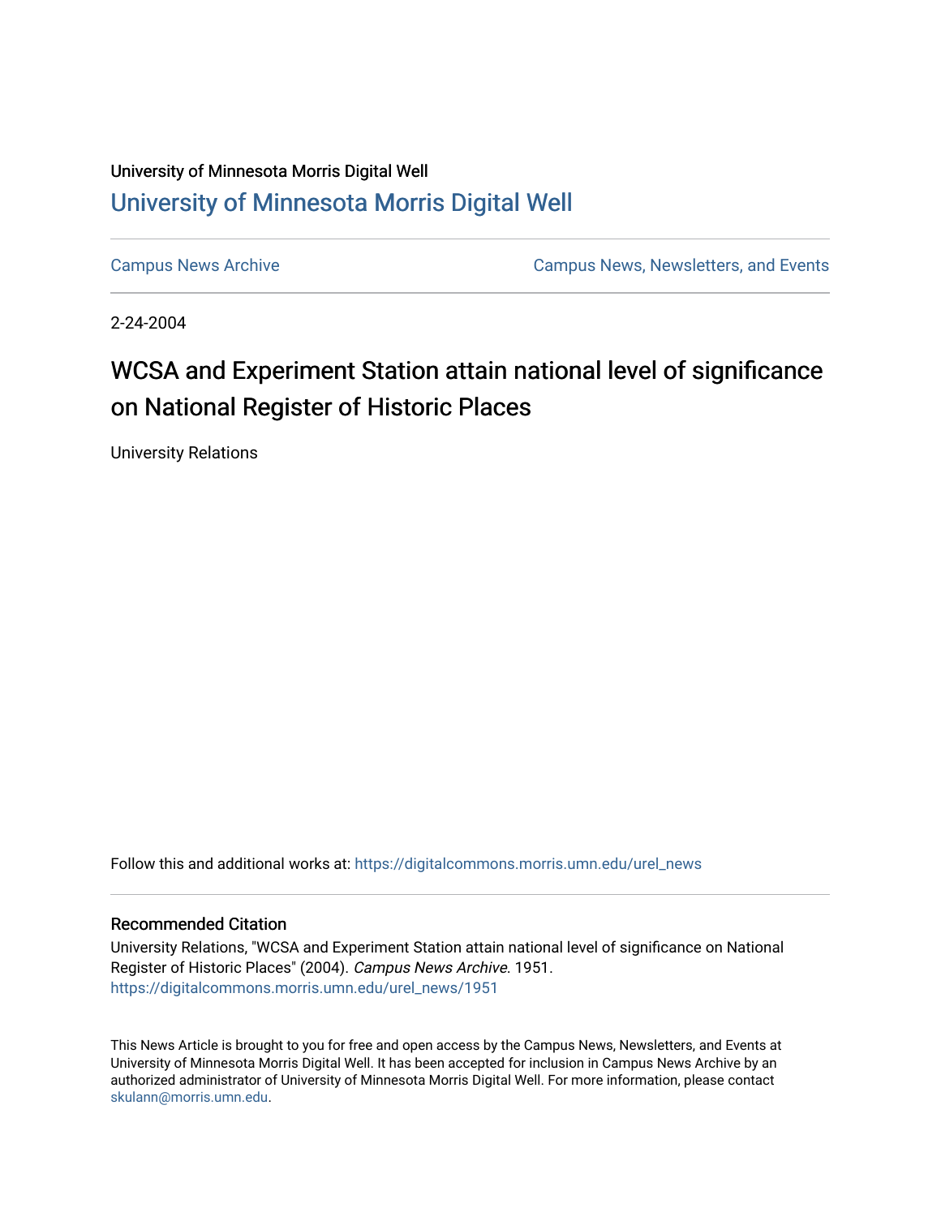University of Minnesota Morris Digital Well

## University of Minnesota Morris Digital Well

Campus News Archive

Campus News, Newsletters, and Events

2-24-2004

# WCSA and Experiment Station attain national level of significance on National Register of Historic Places

University Relations

Follow this and additional works at: https://digitalcommons.morris.umn.edu/urel_news

### Recommended Citation

University Relations, "WCSA and Experiment Station attain national level of significance on National Register of Historic Places" (2004). *Campus News Archive*. 1951.
https://digitalcommons.morris.umn.edu/urel_news/1951

This News Article is brought to you for free and open access by the Campus News, Newsletters, and Events at University of Minnesota Morris Digital Well. It has been accepted for inclusion in Campus News Archive by an authorized administrator of University of Minnesota Morris Digital Well. For more information, please contact skulann@morris.umn.edu.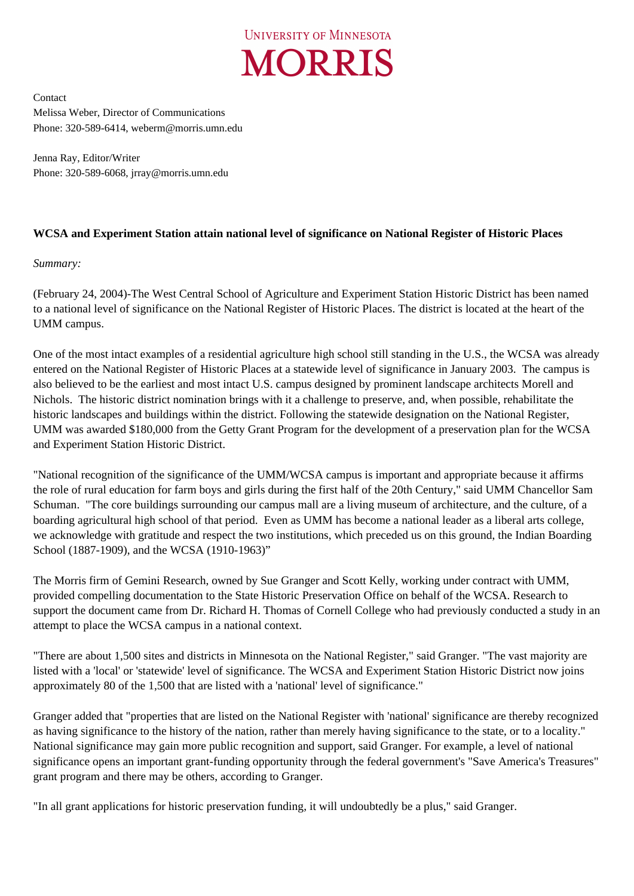University of Minnesota
MORRIS

Contact
Melissa Weber, Director of Communications
Phone: 320-589-6414, weberm@morris.umn.edu

Jenna Ray, Editor/Writer
Phone: 320-589-6068, jrray@morris.umn.edu

**WCSA and Experiment Station attain national level of significance on National Register of Historic Places**

*Summary:*

(February 24, 2004)-The West Central School of Agriculture and Experiment Station Historic District has been named to a national level of significance on the National Register of Historic Places. The district is located at the heart of the UMM campus.

One of the most intact examples of a residential agriculture high school still standing in the U.S., the WCSA was already entered on the National Register of Historic Places at a statewide level of significance in January 2003. The campus is also believed to be the earliest and most intact U.S. campus designed by prominent landscape architects Morell and Nichols. The historic district nomination brings with it a challenge to preserve, and, when possible, rehabilitate the historic landscapes and buildings within the district. Following the statewide designation on the National Register, UMM was awarded $180,000 from the Getty Grant Program for the development of a preservation plan for the WCSA and Experiment Station Historic District.

"National recognition of the significance of the UMM/WCSA campus is important and appropriate because it affirms the role of rural education for farm boys and girls during the first half of the 20th Century," said UMM Chancellor Sam Schuman. "The core buildings surrounding our campus mall are a living museum of architecture, and the culture, of a boarding agricultural high school of that period. Even as UMM has become a national leader as a liberal arts college, we acknowledge with gratitude and respect the two institutions, which preceded us on this ground, the Indian Boarding School (1887-1909), and the WCSA (1910-1963)"

The Morris firm of Gemini Research, owned by Sue Granger and Scott Kelly, working under contract with UMM, provided compelling documentation to the State Historic Preservation Office on behalf of the WCSA. Research to support the document came from Dr. Richard H. Thomas of Cornell College who had previously conducted a study in an attempt to place the WCSA campus in a national context.

"There are about 1,500 sites and districts in Minnesota on the National Register," said Granger. "The vast majority are listed with a 'local' or 'statewide' level of significance. The WCSA and Experiment Station Historic District now joins approximately 80 of the 1,500 that are listed with a 'national' level of significance."

Granger added that "properties that are listed on the National Register with 'national' significance are thereby recognized as having significance to the history of the nation, rather than merely having significance to the state, or to a locality." National significance may gain more public recognition and support, said Granger. For example, a level of national significance opens an important grant-funding opportunity through the federal government's "Save America's Treasures" grant program and there may be others, according to Granger.

"In all grant applications for historic preservation funding, it will undoubtedly be a plus," said Granger.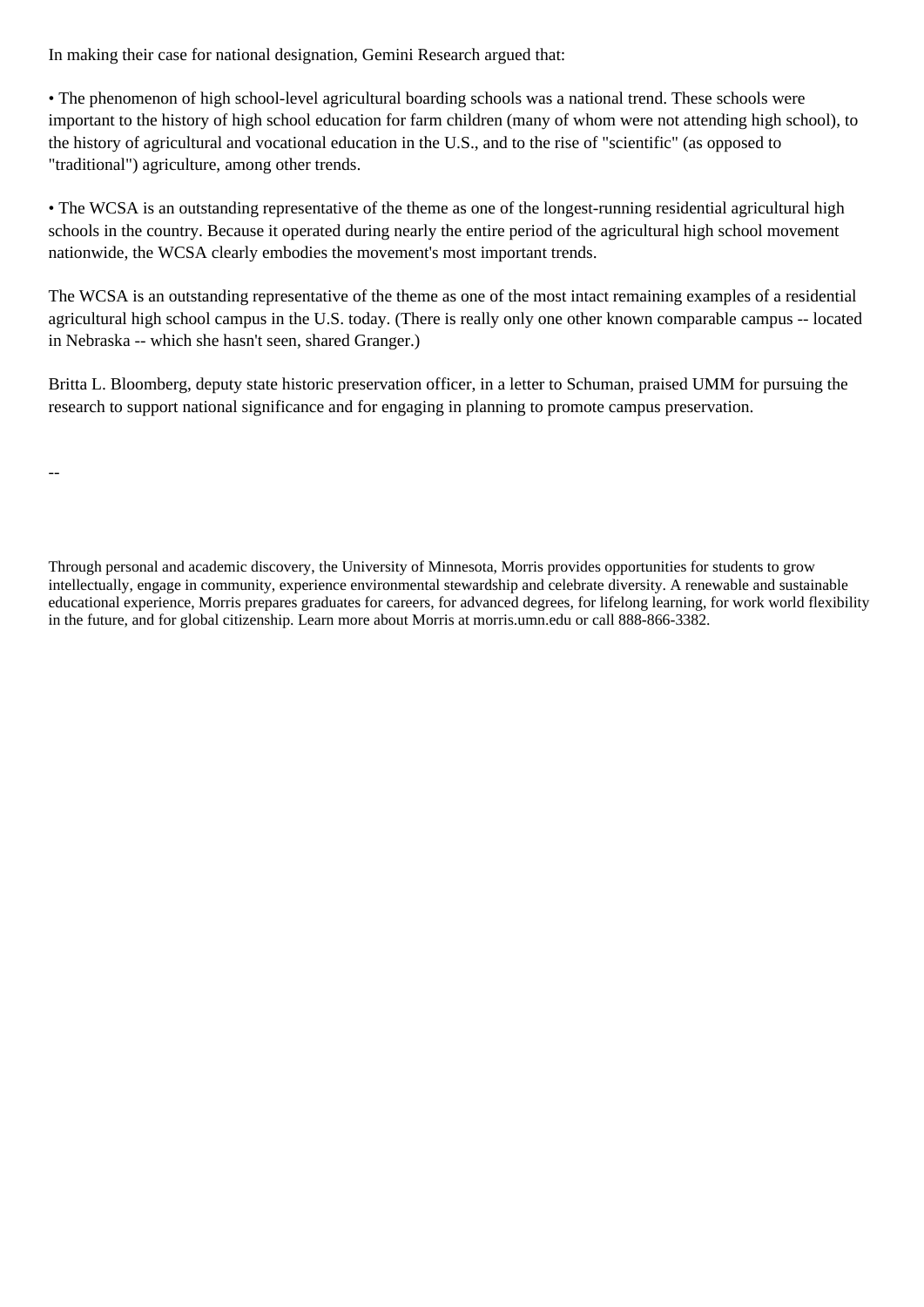In making their case for national designation, Gemini Research argued that:

• The phenomenon of high school-level agricultural boarding schools was a national trend. These schools were important to the history of high school education for farm children (many of whom were not attending high school), to the history of agricultural and vocational education in the U.S., and to the rise of "scientific" (as opposed to "traditional") agriculture, among other trends.

• The WCSA is an outstanding representative of the theme as one of the longest-running residential agricultural high schools in the country. Because it operated during nearly the entire period of the agricultural high school movement nationwide, the WCSA clearly embodies the movement's most important trends.

The WCSA is an outstanding representative of the theme as one of the most intact remaining examples of a residential agricultural high school campus in the U.S. today. (There is really only one other known comparable campus -- located in Nebraska -- which she hasn't seen, shared Granger.)

Britta L. Bloomberg, deputy state historic preservation officer, in a letter to Schuman, praised UMM for pursuing the research to support national significance and for engaging in planning to promote campus preservation.

--

Through personal and academic discovery, the University of Minnesota, Morris provides opportunities for students to grow intellectually, engage in community, experience environmental stewardship and celebrate diversity. A renewable and sustainable educational experience, Morris prepares graduates for careers, for advanced degrees, for lifelong learning, for work world flexibility in the future, and for global citizenship. Learn more about Morris at morris.umn.edu or call 888-866-3382.